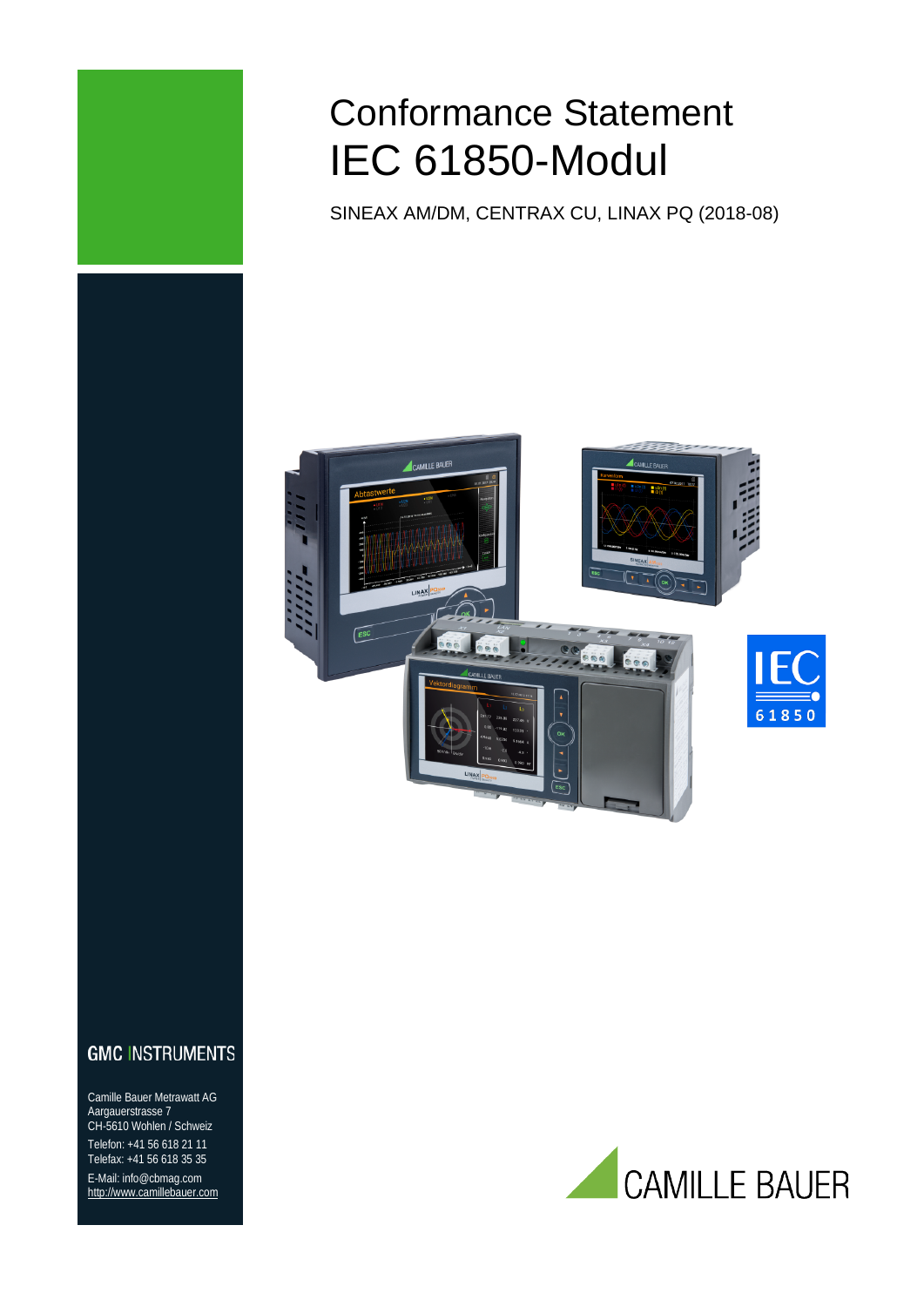# Conformance Statement IEC 61850-Modul

SINEAX AM/DM, CENTRAX CU, LINAX PQ (2018-08)

GMC INSTRUMENTS

Camille Bauer Metrawatt AG
Aargauerstrasse 7
CH-5610 Wohlen / Schweiz

Telefon: +41 56 618 21 11
Telefax: +41 56 618 35 35

E-Mail: info@cbmag.com
http://www.camillebauer.com

CAMILLE BAUER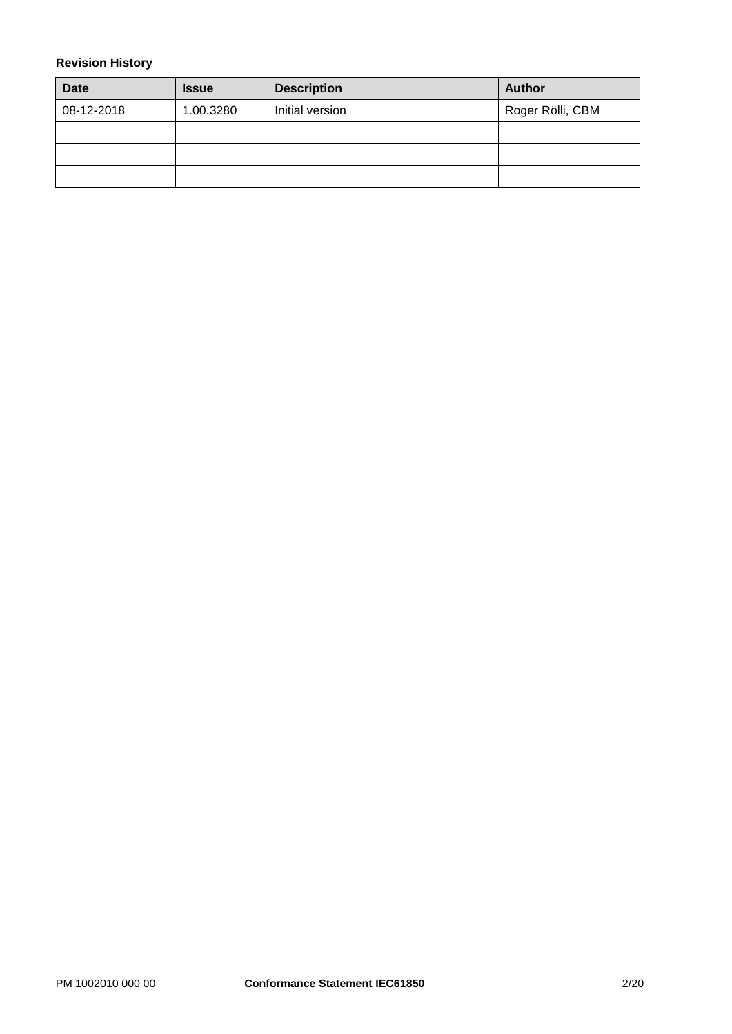**Revision History**

| Date | Issue | Description | Author |
| --- | --- | --- | --- |
| 08-12-2018 | 1.00.3280 | Initial version | Roger Rölli, CBM |
| | | | |
| | | | |
| | | | |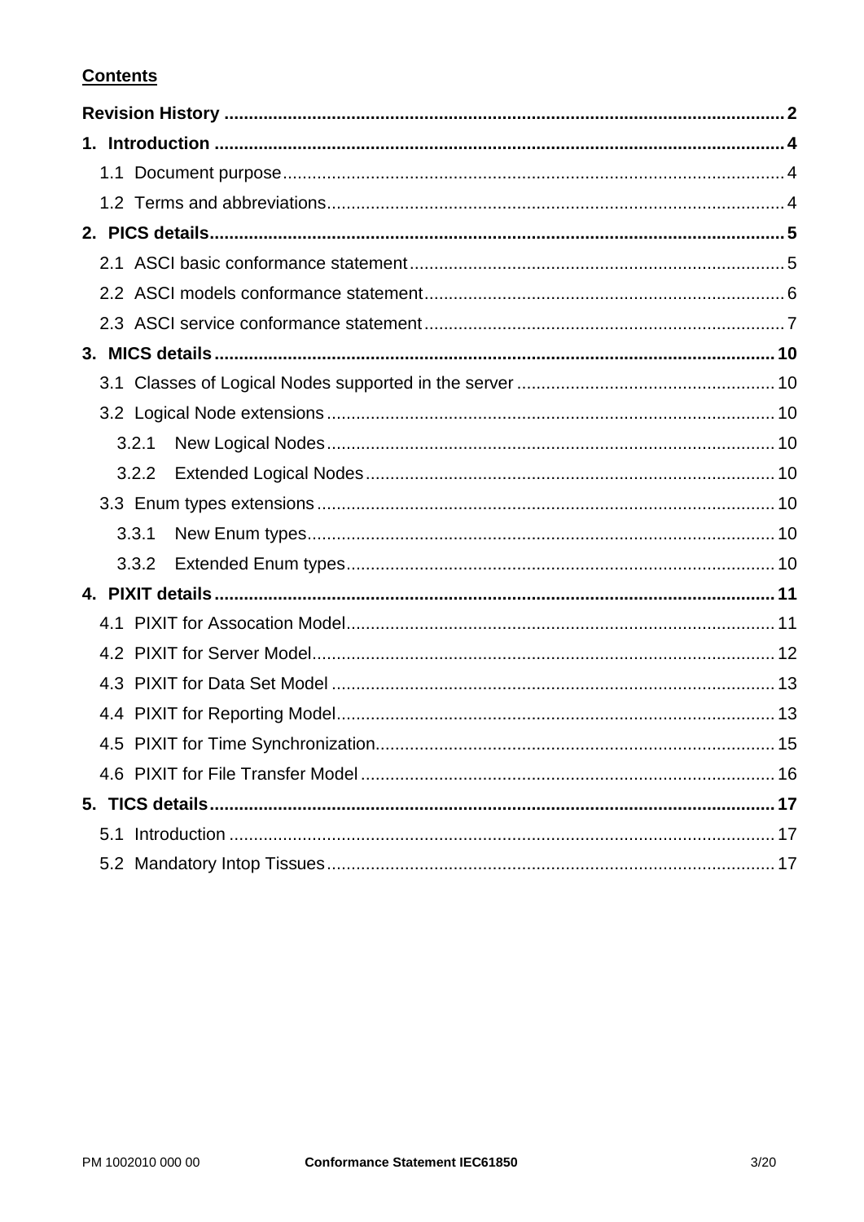**Contents**

**Revision History** ..... 2

**1. Introduction** ..... 4

- 1.1 Document purpose ..... 4
- 1.2 Terms and abbreviations ..... 4

**2. PICS details** ..... 5

- 2.1 ASCI basic conformance statement ..... 5
- 2.2 ASCI models conformance statement ..... 6
- 2.3 ASCI service conformance statement ..... 7

**3. MICS details** ..... 10

- 3.1 Classes of Logical Nodes supported in the server ..... 10
- 3.2 Logical Node extensions ..... 10
  - 3.2.1 New Logical Nodes ..... 10
  - 3.2.2 Extended Logical Nodes ..... 10
- 3.3 Enum types extensions ..... 10
  - 3.3.1 New Enum types ..... 10
  - 3.3.2 Extended Enum types ..... 10

**4. PIXIT details** ..... 11

- 4.1 PIXIT for Assocation Model ..... 11
- 4.2 PIXIT for Server Model ..... 12
- 4.3 PIXIT for Data Set Model ..... 13
- 4.4 PIXIT for Reporting Model ..... 13
- 4.5 PIXIT for Time Synchronization ..... 15
- 4.6 PIXIT for File Transfer Model ..... 16

**5. TICS details** ..... 17

- 5.1 Introduction ..... 17
- 5.2 Mandatory Intop Tissues ..... 17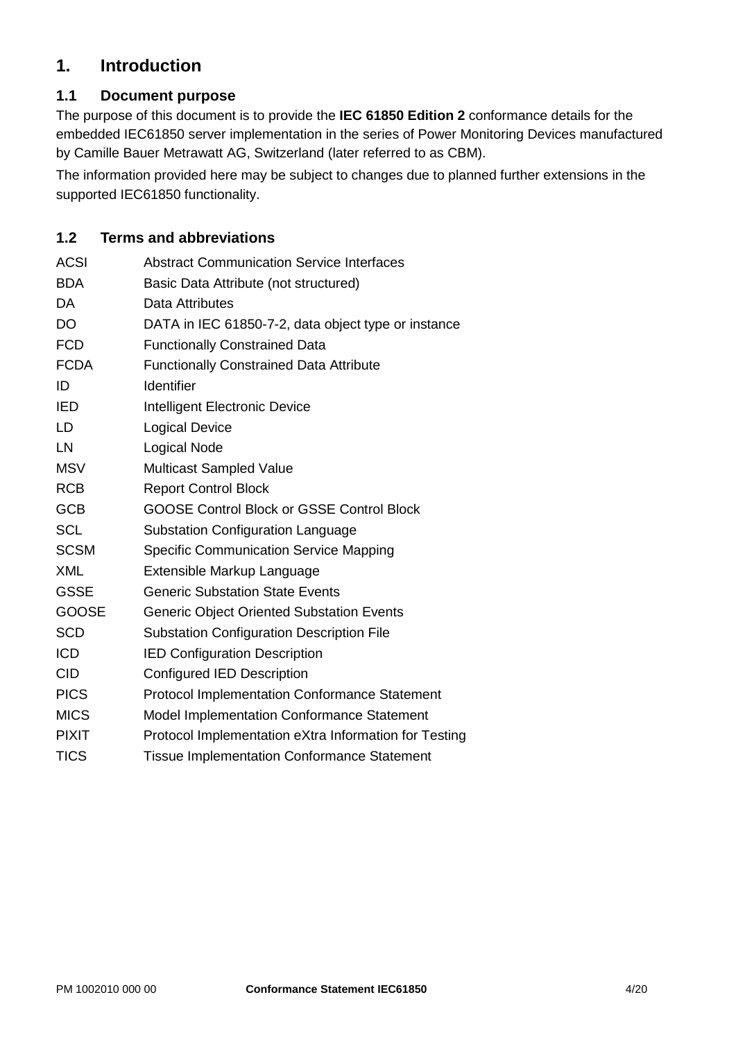# 1. Introduction

## 1.1 Document purpose

The purpose of this document is to provide the **IEC 61850 Edition 2** conformance details for the embedded IEC61850 server implementation in the series of Power Monitoring Devices manufactured by Camille Bauer Metrawatt AG, Switzerland (later referred to as CBM).

The information provided here may be subject to changes due to planned further extensions in the supported IEC61850 functionality.

## 1.2 Terms and abbreviations

| | |
|---|---|
| ACSI | Abstract Communication Service Interfaces |
| BDA | Basic Data Attribute (not structured) |
| DA | Data Attributes |
| DO | DATA in IEC 61850-7-2, data object type or instance |
| FCD | Functionally Constrained Data |
| FCDA | Functionally Constrained Data Attribute |
| ID | Identifier |
| IED | Intelligent Electronic Device |
| LD | Logical Device |
| LN | Logical Node |
| MSV | Multicast Sampled Value |
| RCB | Report Control Block |
| GCB | GOOSE Control Block or GSSE Control Block |
| SCL | Substation Configuration Language |
| SCSM | Specific Communication Service Mapping |
| XML | Extensible Markup Language |
| GSSE | Generic Substation State Events |
| GOOSE | Generic Object Oriented Substation Events |
| SCD | Substation Configuration Description File |
| ICD | IED Configuration Description |
| CID | Configured IED Description |
| PICS | Protocol Implementation Conformance Statement |
| MICS | Model Implementation Conformance Statement |
| PIXIT | Protocol Implementation eXtra Information for Testing |
| TICS | Tissue Implementation Conformance Statement |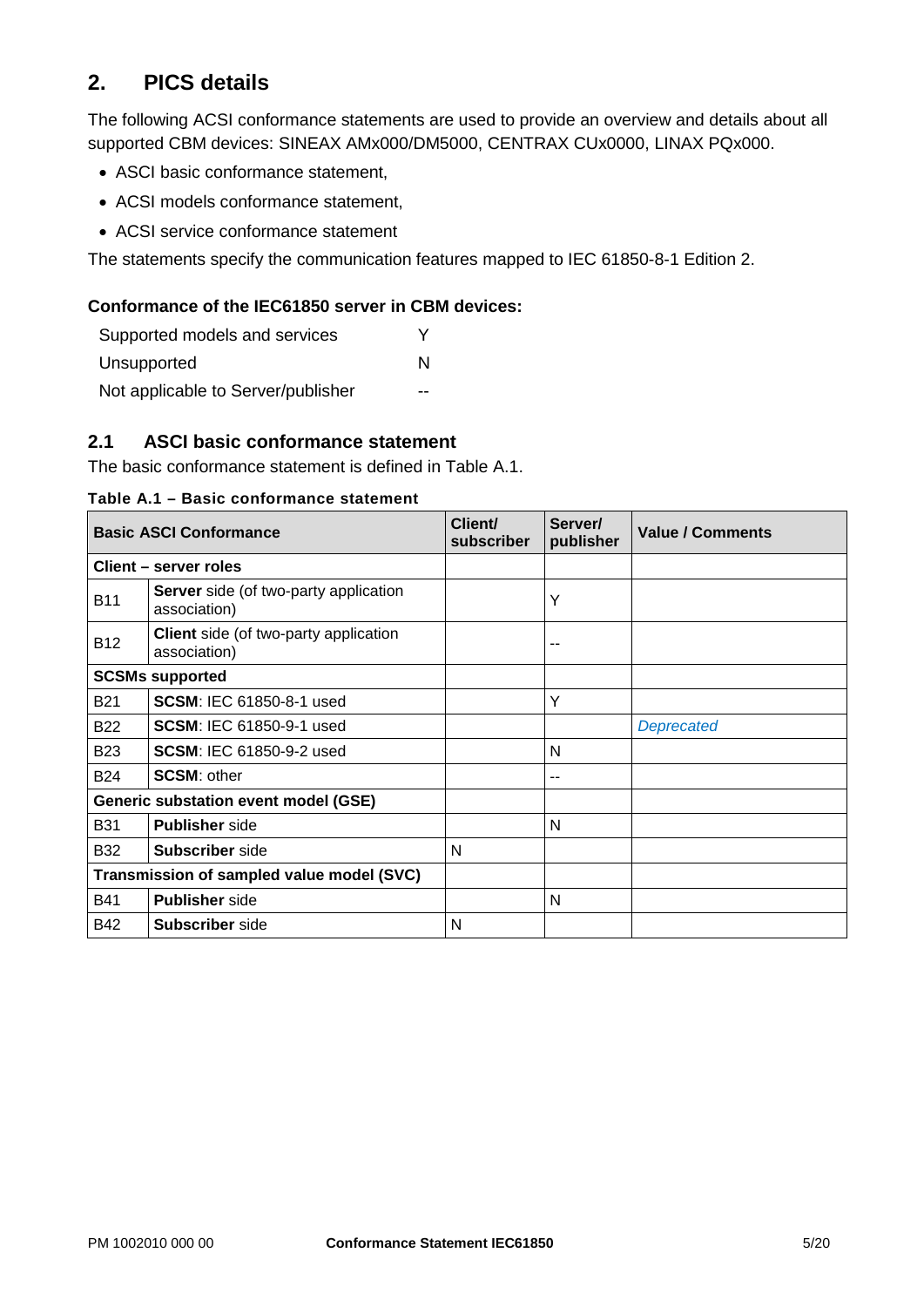## 2. PICS details

The following ACSI conformance statements are used to provide an overview and details about all supported CBM devices: SINEAX AMx000/DM5000, CENTRAX CUx0000, LINAX PQx000.

- ASCI basic conformance statement,
- ACSI models conformance statement,
- ACSI service conformance statement

The statements specify the communication features mapped to IEC 61850-8-1 Edition 2.

**Conformance of the IEC61850 server in CBM devices:**

| | |
|---|---|
| Supported models and services | Y |
| Unsupported | N |
| Not applicable to Server/publisher | -- |

### 2.1 ASCI basic conformance statement

The basic conformance statement is defined in Table A.1.

**Table A.1 – Basic conformance statement**

| Basic ASCI Conformance | | Client/ subscriber | Server/ publisher | Value / Comments |
|---|---|---|---|---|
| **Client – server roles** | | | | |
| B11 | **Server** side (of two-party application association) | | Y | |
| B12 | **Client** side (of two-party application association) | | -- | |
| **SCSMs supported** | | | | |
| B21 | **SCSM**: IEC 61850-8-1 used | | Y | |
| B22 | **SCSM**: IEC 61850-9-1 used | | | *Deprecated* |
| B23 | **SCSM**: IEC 61850-9-2 used | | N | |
| B24 | **SCSM**: other | | -- | |
| **Generic substation event model (GSE)** | | | | |
| B31 | **Publisher** side | | N | |
| B32 | **Subscriber** side | N | | |
| **Transmission of sampled value model (SVC)** | | | | |
| B41 | **Publisher** side | | N | |
| B42 | **Subscriber** side | N | | |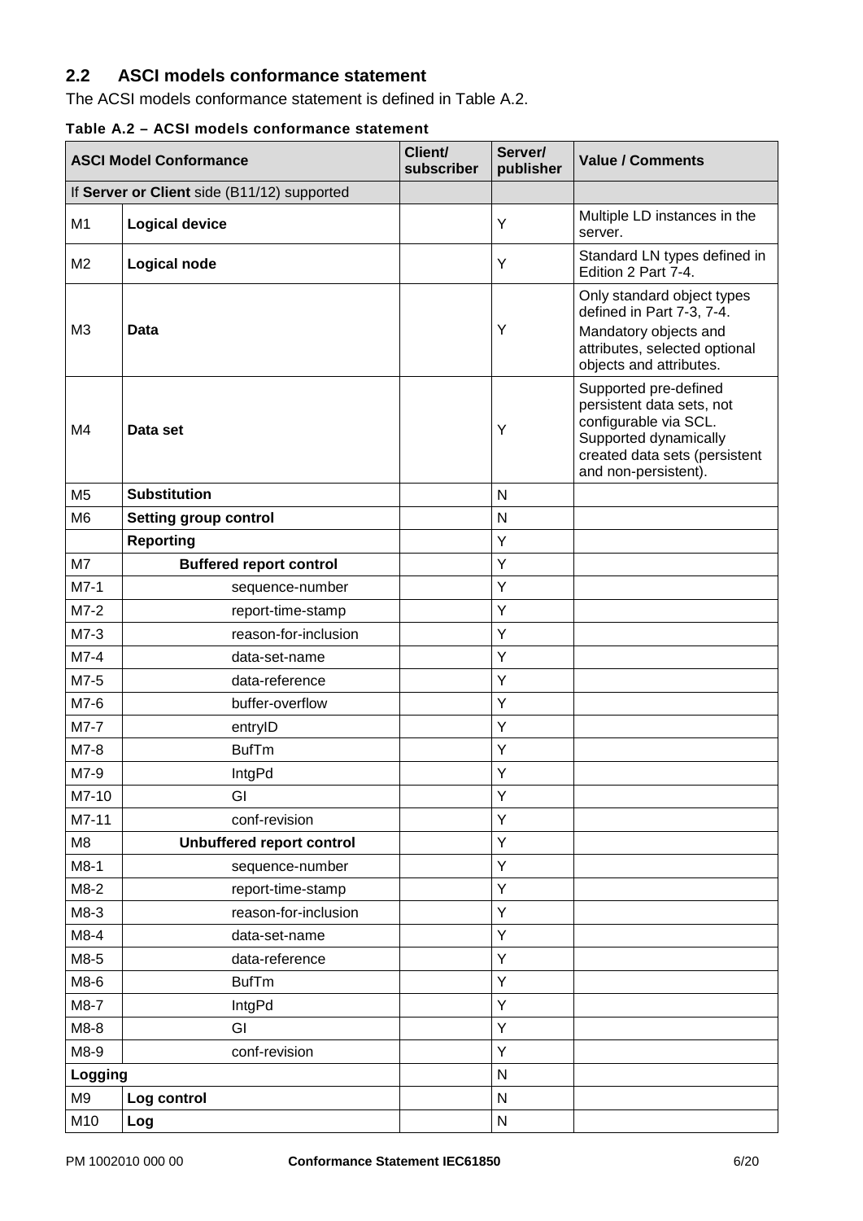## 2.2 ASCI models conformance statement

The ACSI models conformance statement is defined in Table A.2.

**Table A.2 – ACSI models conformance statement**

| ASCI Model Conformance | | Client/ subscriber | Server/ publisher | Value / Comments |
|---|---|---|---|---|
| If **Server or Client** side (B11/12) supported | | | | |
| M1 | **Logical device** | | Y | Multiple LD instances in the server. |
| M2 | **Logical node** | | Y | Standard LN types defined in Edition 2 Part 7-4. |
| M3 | **Data** | | Y | Only standard object types defined in Part 7-3, 7-4. Mandatory objects and attributes, selected optional objects and attributes. |
| M4 | **Data set** | | Y | Supported pre-defined persistent data sets, not configurable via SCL. Supported dynamically created data sets (persistent and non-persistent). |
| M5 | **Substitution** | | N | |
| M6 | **Setting group control** | | N | |
| | **Reporting** | | Y | |
| M7 | **Buffered report control** | | Y | |
| M7-1 | sequence-number | | Y | |
| M7-2 | report-time-stamp | | Y | |
| M7-3 | reason-for-inclusion | | Y | |
| M7-4 | data-set-name | | Y | |
| M7-5 | data-reference | | Y | |
| M7-6 | buffer-overflow | | Y | |
| M7-7 | entryID | | Y | |
| M7-8 | BufTm | | Y | |
| M7-9 | IntgPd | | Y | |
| M7-10 | GI | | Y | |
| M7-11 | conf-revision | | Y | |
| M8 | **Unbuffered report control** | | Y | |
| M8-1 | sequence-number | | Y | |
| M8-2 | report-time-stamp | | Y | |
| M8-3 | reason-for-inclusion | | Y | |
| M8-4 | data-set-name | | Y | |
| M8-5 | data-reference | | Y | |
| M8-6 | BufTm | | Y | |
| M8-7 | IntgPd | | Y | |
| M8-8 | GI | | Y | |
| M8-9 | conf-revision | | Y | |
| **Logging** | | | N | |
| M9 | **Log control** | | N | |
| M10 | **Log** | | N | |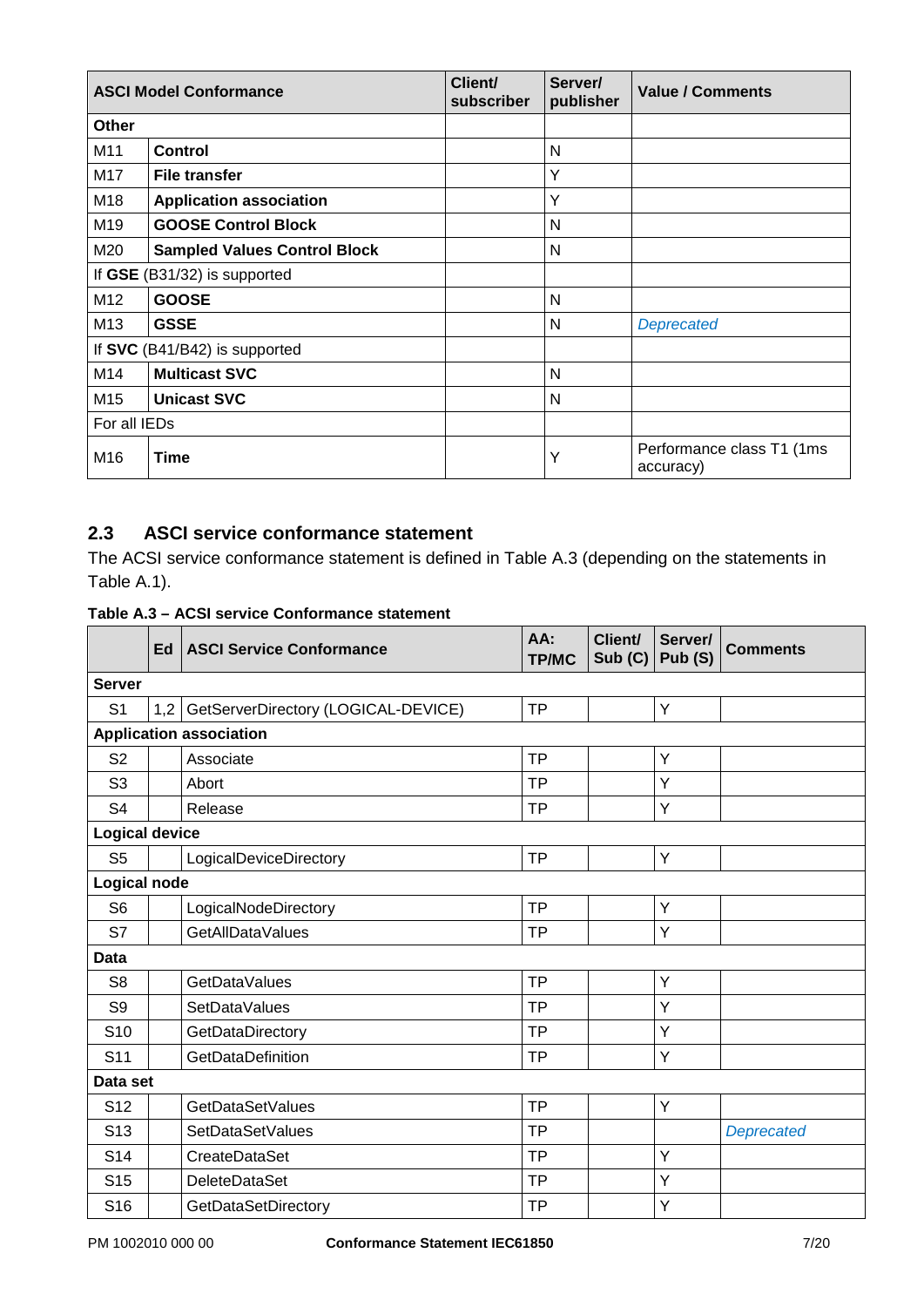| ASCI Model Conformance | | Client/ subscriber | Server/ publisher | Value / Comments |
|---|---|---|---|---|
| **Other** | | | | |
| M11 | **Control** | | N | |
| M17 | **File transfer** | | Y | |
| M18 | **Application association** | | Y | |
| M19 | **GOOSE Control Block** | | N | |
| M20 | **Sampled Values Control Block** | | N | |
| If **GSE** (B31/32) is supported | | | | |
| M12 | **GOOSE** | | N | |
| M13 | **GSSE** | | N | *Deprecated* |
| If **SVC** (B41/B42) is supported | | | | |
| M14 | **Multicast SVC** | | N | |
| M15 | **Unicast SVC** | | N | |
| For all IEDs | | | | |
| M16 | **Time** | | Y | Performance class T1 (1ms accuracy) |

## 2.3 ASCI service conformance statement

The ACSI service conformance statement is defined in Table A.3 (depending on the statements in Table A.1).

**Table A.3 – ACSI service Conformance statement**

| | Ed | ASCI Service Conformance | AA: TP/MC | Client/ Sub (C) | Server/ Pub (S) | Comments |
|---|---|---|---|---|---|---|
| **Server** | | | | | | |
| S1 | 1,2 | GetServerDirectory (LOGICAL-DEVICE) | TP | | Y | |
| **Application association** | | | | | | |
| S2 | | Associate | TP | | Y | |
| S3 | | Abort | TP | | Y | |
| S4 | | Release | TP | | Y | |
| **Logical device** | | | | | | |
| S5 | | LogicalDeviceDirectory | TP | | Y | |
| **Logical node** | | | | | | |
| S6 | | LogicalNodeDirectory | TP | | Y | |
| S7 | | GetAllDataValues | TP | | Y | |
| **Data** | | | | | | |
| S8 | | GetDataValues | TP | | Y | |
| S9 | | SetDataValues | TP | | Y | |
| S10 | | GetDataDirectory | TP | | Y | |
| S11 | | GetDataDefinition | TP | | Y | |
| **Data set** | | | | | | |
| S12 | | GetDataSetValues | TP | | Y | |
| S13 | | SetDataSetValues | TP | | | *Deprecated* |
| S14 | | CreateDataSet | TP | | Y | |
| S15 | | DeleteDataSet | TP | | Y | |
| S16 | | GetDataSetDirectory | TP | | Y | |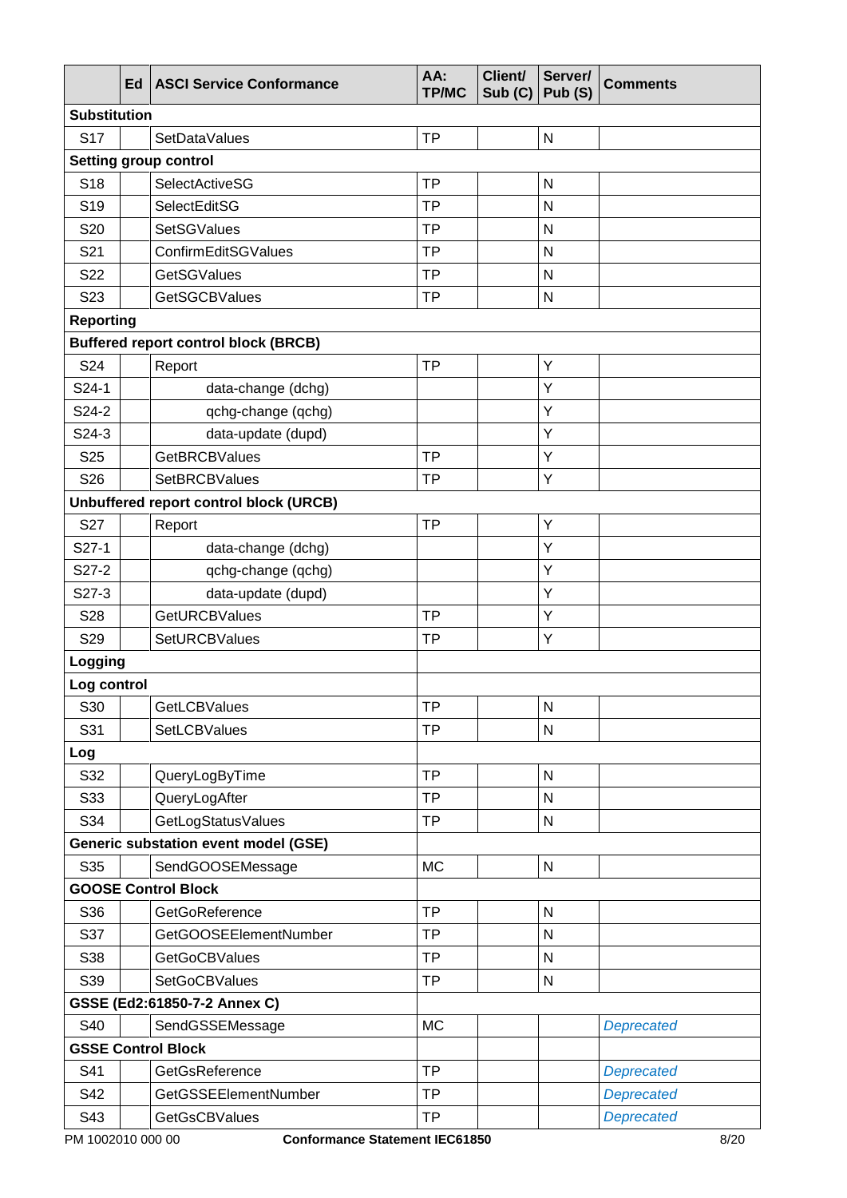| | Ed | ASCI Service Conformance | AA: TP/MC | Client/ Sub (C) | Server/ Pub (S) | Comments |
|---|---|---|---|---|---|---|
| **Substitution** | | | | | | |
| S17 | | SetDataValues | TP | | N | |
| **Setting group control** | | | | | | |
| S18 | | SelectActiveSG | TP | | N | |
| S19 | | SelectEditSG | TP | | N | |
| S20 | | SetSGValues | TP | | N | |
| S21 | | ConfirmEditSGValues | TP | | N | |
| S22 | | GetSGValues | TP | | N | |
| S23 | | GetSGCBValues | TP | | N | |
| **Reporting** | | | | | | |
| **Buffered report control block (BRCB)** | | | | | | |
| S24 | | Report | TP | | Y | |
| S24-1 | | data-change (dchg) | | | Y | |
| S24-2 | | qchg-change (qchg) | | | Y | |
| S24-3 | | data-update (dupd) | | | Y | |
| S25 | | GetBRCBValues | TP | | Y | |
| S26 | | SetBRCBValues | TP | | Y | |
| **Unbuffered report control block (URCB)** | | | | | | |
| S27 | | Report | TP | | Y | |
| S27-1 | | data-change (dchg) | | | Y | |
| S27-2 | | qchg-change (qchg) | | | Y | |
| S27-3 | | data-update (dupd) | | | Y | |
| S28 | | GetURCBValues | TP | | Y | |
| S29 | | SetURCBValues | TP | | Y | |
| **Logging** | | | | | | |
| **Log control** | | | | | | |
| S30 | | GetLCBValues | TP | | N | |
| S31 | | SetLCBValues | TP | | N | |
| **Log** | | | | | | |
| S32 | | QueryLogByTime | TP | | N | |
| S33 | | QueryLogAfter | TP | | N | |
| S34 | | GetLogStatusValues | TP | | N | |
| **Generic substation event model (GSE)** | | | | | | |
| S35 | | SendGOOSEMessage | MC | | N | |
| **GOOSE Control Block** | | | | | | |
| S36 | | GetGoReference | TP | | N | |
| S37 | | GetGOOSEElementNumber | TP | | N | |
| S38 | | GetGoCBValues | TP | | N | |
| S39 | | SetGoCBValues | TP | | N | |
| **GSSE (Ed2:61850-7-2 Annex C)** | | | | | | |
| S40 | | SendGSSEMessage | MC | | | *Deprecated* |
| **GSSE Control Block** | | | | | | |
| S41 | | GetGsReference | TP | | | *Deprecated* |
| S42 | | GetGSSEElementNumber | TP | | | *Deprecated* |
| S43 | | GetGsCBValues | TP | | | *Deprecated* |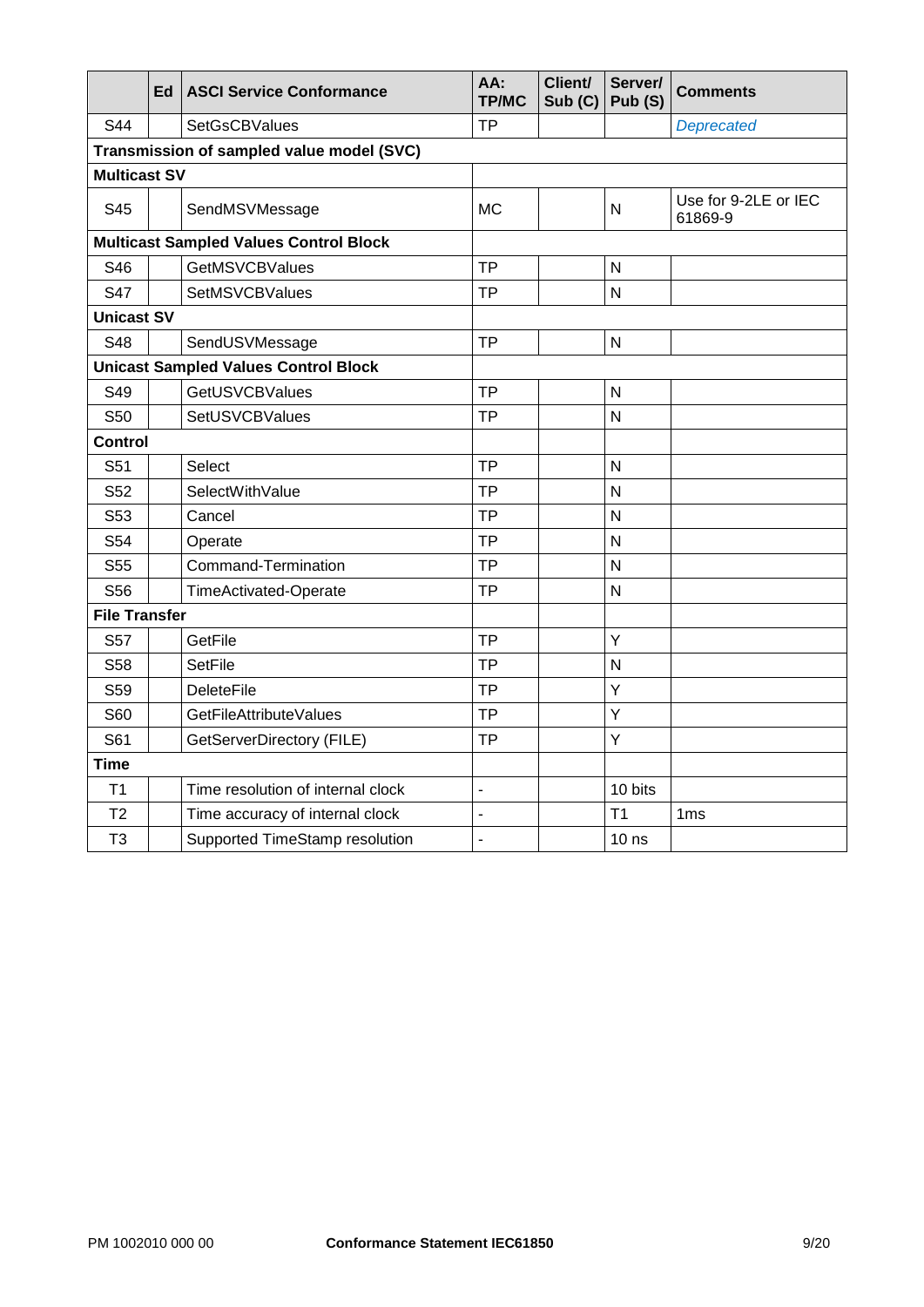| | Ed | ASCI Service Conformance | AA: TP/MC | Client/ Sub (C) | Server/ Pub (S) | Comments |
|---|---|---|---|---|---|---|
| S44 | | SetGsCBValues | TP | | | *Deprecated* |
| **Transmission of sampled value model (SVC)** | | | | | | |
| **Multicast SV** | | | | | | |
| S45 | | SendMSVMessage | MC | | N | Use for 9-2LE or IEC 61869-9 |
| **Multicast Sampled Values Control Block** | | | | | | |
| S46 | | GetMSVCBValues | TP | | N | |
| S47 | | SetMSVCBValues | TP | | N | |
| **Unicast SV** | | | | | | |
| S48 | | SendUSVMessage | TP | | N | |
| **Unicast Sampled Values Control Block** | | | | | | |
| S49 | | GetUSVCBValues | TP | | N | |
| S50 | | SetUSVCBValues | TP | | N | |
| **Control** | | | | | | |
| S51 | | Select | TP | | N | |
| S52 | | SelectWithValue | TP | | N | |
| S53 | | Cancel | TP | | N | |
| S54 | | Operate | TP | | N | |
| S55 | | Command-Termination | TP | | N | |
| S56 | | TimeActivated-Operate | TP | | N | |
| **File Transfer** | | | | | | |
| S57 | | GetFile | TP | | Y | |
| S58 | | SetFile | TP | | N | |
| S59 | | DeleteFile | TP | | Y | |
| S60 | | GetFileAttributeValues | TP | | Y | |
| S61 | | GetServerDirectory (FILE) | TP | | Y | |
| **Time** | | | | | | |
| T1 | | Time resolution of internal clock | - | | 10 bits | |
| T2 | | Time accuracy of internal clock | - | | T1 | 1ms |
| T3 | | Supported TimeStamp resolution | - | | 10 ns | |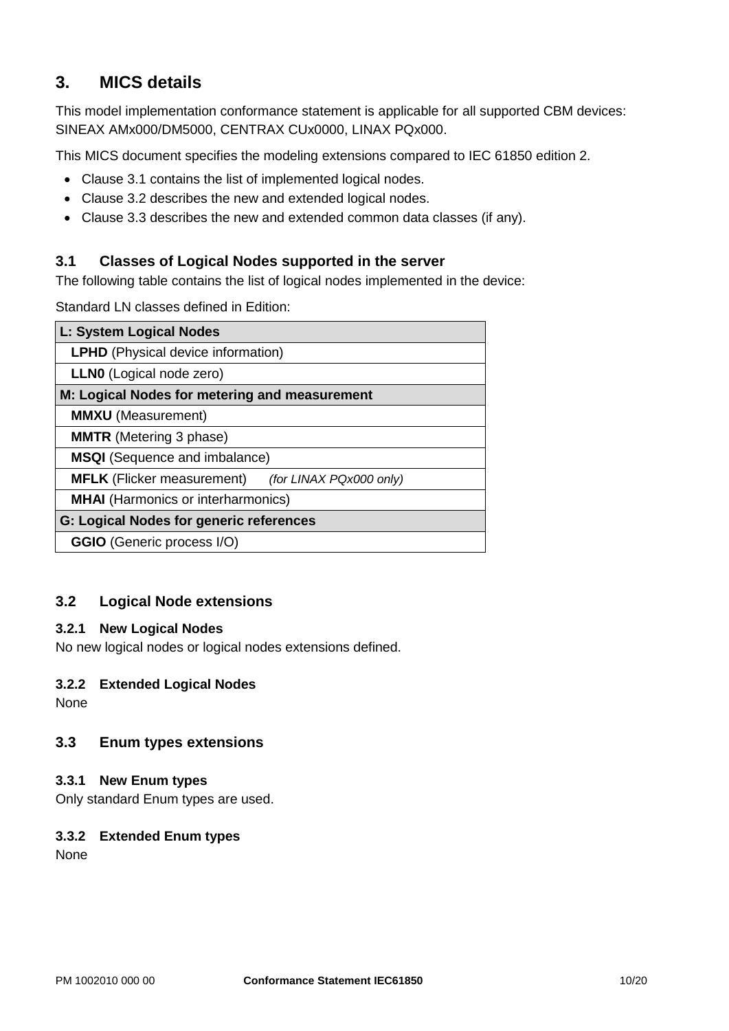# 3. MICS details

This model implementation conformance statement is applicable for all supported CBM devices: SINEAX AMx000/DM5000, CENTRAX CUx0000, LINAX PQx000.

This MICS document specifies the modeling extensions compared to IEC 61850 edition 2.

- Clause 3.1 contains the list of implemented logical nodes.
- Clause 3.2 describes the new and extended logical nodes.
- Clause 3.3 describes the new and extended common data classes (if any).

## 3.1 Classes of Logical Nodes supported in the server

The following table contains the list of logical nodes implemented in the device:

Standard LN classes defined in Edition:

| L: System Logical Nodes |
|---|
| **LPHD** (Physical device information) |
| **LLN0** (Logical node zero) |
| **M: Logical Nodes for metering and measurement** |
| **MMXU** (Measurement) |
| **MMTR** (Metering 3 phase) |
| **MSQI** (Sequence and imbalance) |
| **MFLK** (Flicker measurement) *(for LINAX PQx000 only)* |
| **MHAI** (Harmonics or interharmonics) |
| **G: Logical Nodes for generic references** |
| **GGIO** (Generic process I/O) |

## 3.2 Logical Node extensions

### 3.2.1 New Logical Nodes

No new logical nodes or logical nodes extensions defined.

### 3.2.2 Extended Logical Nodes

None

## 3.3 Enum types extensions

### 3.3.1 New Enum types

Only standard Enum types are used.

### 3.3.2 Extended Enum types

None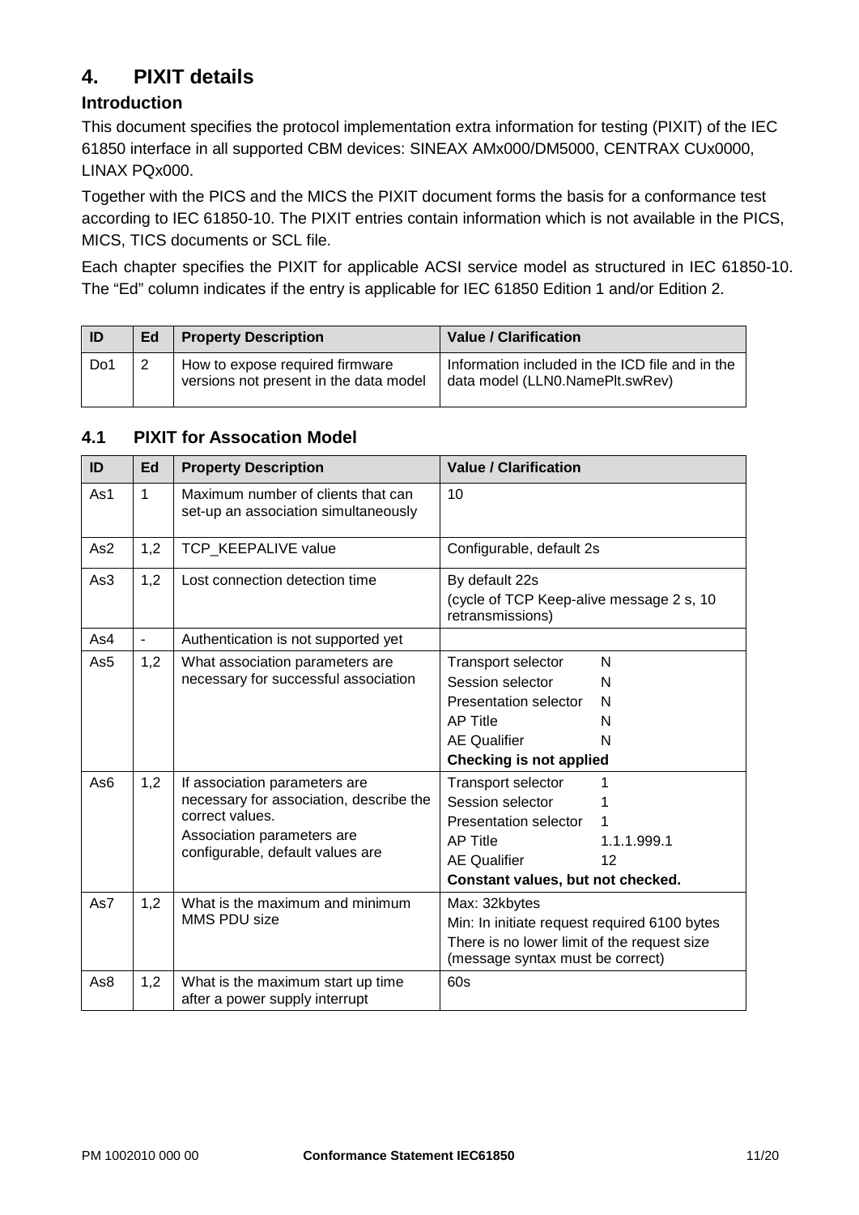## 4. PIXIT details

### Introduction

This document specifies the protocol implementation extra information for testing (PIXIT) of the IEC 61850 interface in all supported CBM devices: SINEAX AMx000/DM5000, CENTRAX CUx0000, LINAX PQx000.

Together with the PICS and the MICS the PIXIT document forms the basis for a conformance test according to IEC 61850-10. The PIXIT entries contain information which is not available in the PICS, MICS, TICS documents or SCL file.

Each chapter specifies the PIXIT for applicable ACSI service model as structured in IEC 61850-10. The “Ed” column indicates if the entry is applicable for IEC 61850 Edition 1 and/or Edition 2.

| ID | Ed | Property Description | Value / Clarification |
|---|---|---|---|
| Do1 | 2 | How to expose required firmware versions not present in the data model | Information included in the ICD file and in the data model (LLN0.NamePlt.swRev) |

### 4.1 PIXIT for Assocation Model

| ID | Ed | Property Description | Value / Clarification |
|---|---|---|---|
| As1 | 1 | Maximum number of clients that can set-up an association simultaneously | 10 |
| As2 | 1,2 | TCP_KEEPALIVE value | Configurable, default 2s |
| As3 | 1,2 | Lost connection detection time | By default 22s<br>(cycle of TCP Keep-alive message 2 s, 10 retransmissions) |
| As4 | - | Authentication is not supported yet | |
| As5 | 1,2 | What association parameters are necessary for successful association | Transport selector N<br>Session selector N<br>Presentation selector N<br>AP Title N<br>AE Qualifier N<br>**Checking is not applied** |
| As6 | 1,2 | If association parameters are necessary for association, describe the correct values.<br>Association parameters are configurable, default values are | Transport selector 1<br>Session selector 1<br>Presentation selector 1<br>AP Title 1.1.1.999.1<br>AE Qualifier 12<br>**Constant values, but not checked.** |
| As7 | 1,2 | What is the maximum and minimum MMS PDU size | Max: 32kbytes<br>Min: In initiate request required 6100 bytes<br>There is no lower limit of the request size (message syntax must be correct) |
| As8 | 1,2 | What is the maximum start up time after a power supply interrupt | 60s |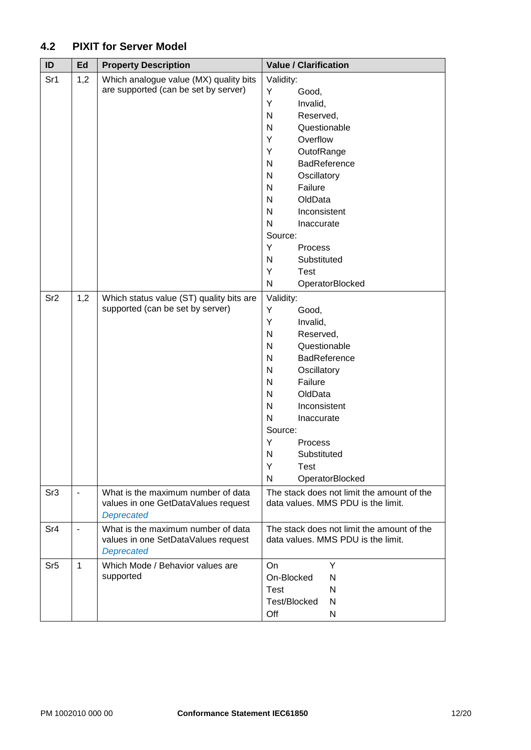## 4.2 PIXIT for Server Model

| ID | Ed | Property Description | Value / Clarification |
|---|---|---|---|
| Sr1 | 1,2 | Which analogue value (MX) quality bits are supported (can be set by server) | Validity:<br>Y Good,<br>Y Invalid,<br>N Reserved,<br>N Questionable<br>Y Overflow<br>Y OutofRange<br>N BadReference<br>N Oscillatory<br>N Failure<br>N OldData<br>N Inconsistent<br>N Inaccurate<br>Source:<br>Y Process<br>N Substituted<br>Y Test<br>N OperatorBlocked |
| Sr2 | 1,2 | Which status value (ST) quality bits are supported (can be set by server) | Validity:<br>Y Good,<br>Y Invalid,<br>N Reserved,<br>N Questionable<br>N BadReference<br>N Oscillatory<br>N Failure<br>N OldData<br>N Inconsistent<br>N Inaccurate<br>Source:<br>Y Process<br>N Substituted<br>Y Test<br>N OperatorBlocked |
| Sr3 | - | What is the maximum number of data values in one GetDataValues request *Deprecated* | The stack does not limit the amount of the data values. MMS PDU is the limit. |
| Sr4 | - | What is the maximum number of data values in one SetDataValues request *Deprecated* | The stack does not limit the amount of the data values. MMS PDU is the limit. |
| Sr5 | 1 | Which Mode / Behavior values are supported | On Y<br>On-Blocked N<br>Test N<br>Test/Blocked N<br>Off N |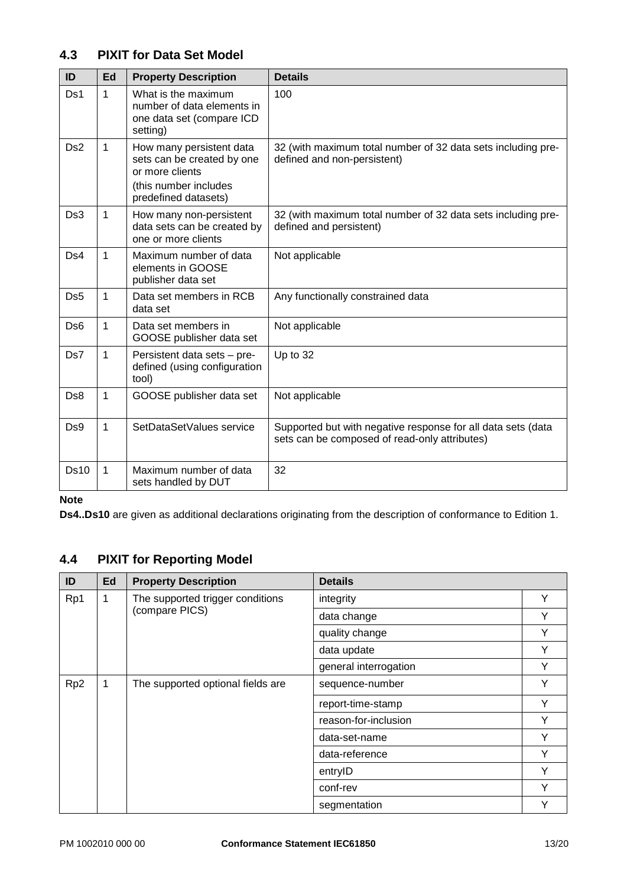## 4.3 PIXIT for Data Set Model

| ID | Ed | Property Description | Details |
|---|---|---|---|
| Ds1 | 1 | What is the maximum number of data elements in one data set (compare ICD setting) | 100 |
| Ds2 | 1 | How many persistent data sets can be created by one or more clients<br>(this number includes predefined datasets) | 32 (with maximum total number of 32 data sets including pre-defined and non-persistent) |
| Ds3 | 1 | How many non-persistent data sets can be created by one or more clients | 32 (with maximum total number of 32 data sets including pre-defined and persistent) |
| Ds4 | 1 | Maximum number of data elements in GOOSE publisher data set | Not applicable |
| Ds5 | 1 | Data set members in RCB data set | Any functionally constrained data |
| Ds6 | 1 | Data set members in GOOSE publisher data set | Not applicable |
| Ds7 | 1 | Persistent data sets – pre-defined (using configuration tool) | Up to 32 |
| Ds8 | 1 | GOOSE publisher data set | Not applicable |
| Ds9 | 1 | SetDataSetValues service | Supported but with negative response for all data sets (data sets can be composed of read-only attributes) |
| Ds10 | 1 | Maximum number of data sets handled by DUT | 32 |

**Note**

**Ds4..Ds10** are given as additional declarations originating from the description of conformance to Edition 1.

## 4.4 PIXIT for Reporting Model

| ID | Ed | Property Description | Details | |
|---|---|---|---|---|
| Rp1 | 1 | The supported trigger conditions (compare PICS) | integrity | Y |
| | | | data change | Y |
| | | | quality change | Y |
| | | | data update | Y |
| | | | general interrogation | Y |
| Rp2 | 1 | The supported optional fields are | sequence-number | Y |
| | | | report-time-stamp | Y |
| | | | reason-for-inclusion | Y |
| | | | data-set-name | Y |
| | | | data-reference | Y |
| | | | entryID | Y |
| | | | conf-rev | Y |
| | | | segmentation | Y |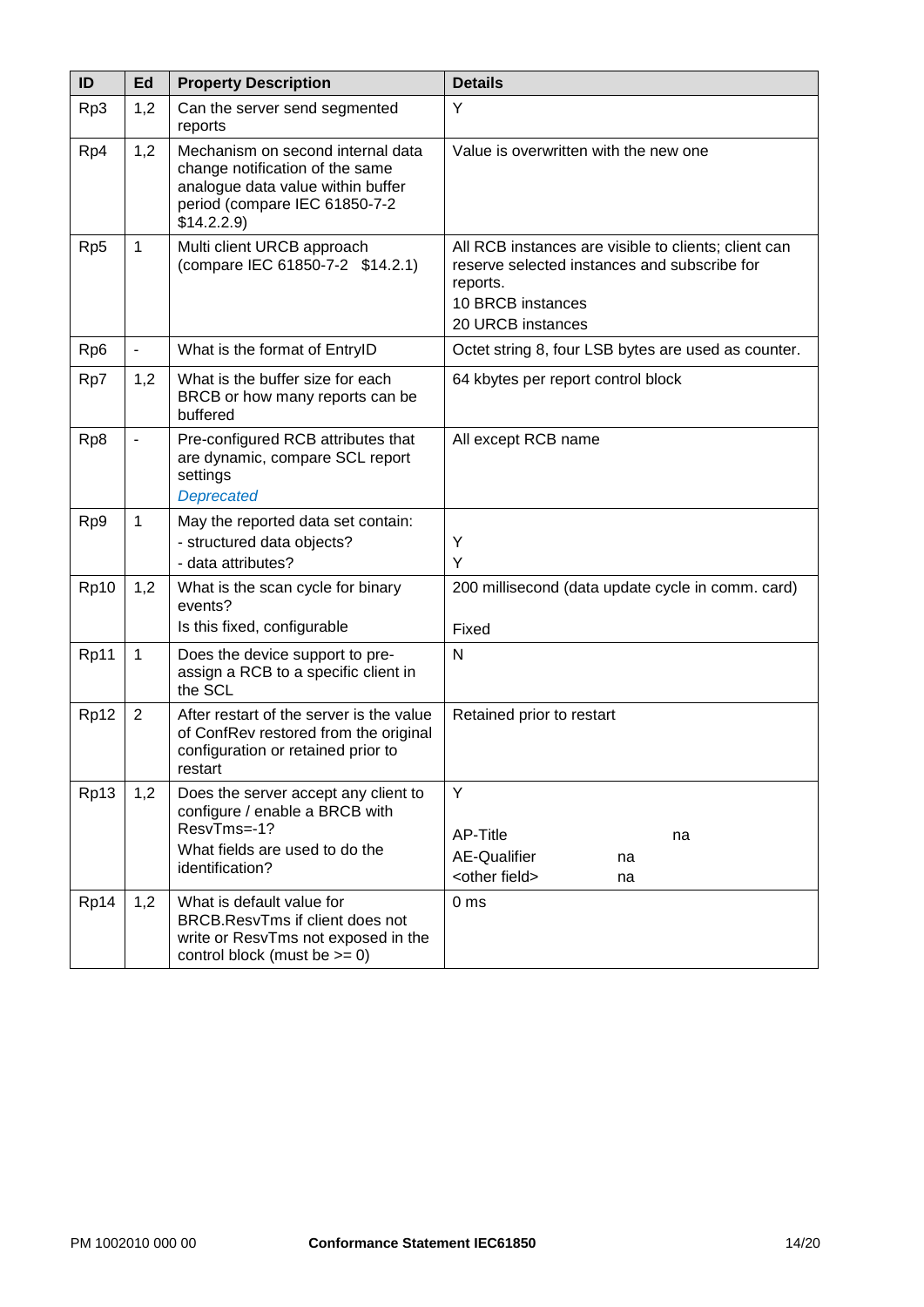| ID | Ed | Property Description | Details |
| --- | --- | --- | --- |
| Rp3 | 1,2 | Can the server send segmented reports | Y |
| Rp4 | 1,2 | Mechanism on second internal data change notification of the same analogue data value within buffer period (compare IEC 61850-7-2 $14.2.2.9) | Value is overwritten with the new one |
| Rp5 | 1 | Multi client URCB approach (compare IEC 61850-7-2 $14.2.1) | All RCB instances are visible to clients; client can reserve selected instances and subscribe for reports.<br>10 BRCB instances<br>20 URCB instances |
| Rp6 | - | What is the format of EntryID | Octet string 8, four LSB bytes are used as counter. |
| Rp7 | 1,2 | What is the buffer size for each BRCB or how many reports can be buffered | 64 kbytes per report control block |
| Rp8 | - | Pre-configured RCB attributes that are dynamic, compare SCL report settings<br>*Deprecated* | All except RCB name |
| Rp9 | 1 | May the reported data set contain:<br>- structured data objects?<br>- data attributes? | <br>Y<br>Y |
| Rp10 | 1,2 | What is the scan cycle for binary events?<br>Is this fixed, configurable | 200 millisecond (data update cycle in comm. card)<br>Fixed |
| Rp11 | 1 | Does the device support to pre-assign a RCB to a specific client in the SCL | N |
| Rp12 | 2 | After restart of the server is the value of ConfRev restored from the original configuration or retained prior to restart | Retained prior to restart |
| Rp13 | 1,2 | Does the server accept any client to configure / enable a BRCB with ResvTms=-1?<br>What fields are used to do the identification? | Y<br>AP-Title na<br>AE-Qualifier na<br><other field> na |
| Rp14 | 1,2 | What is default value for BRCB.ResvTms if client does not write or ResvTms not exposed in the control block (must be >= 0) | 0 ms |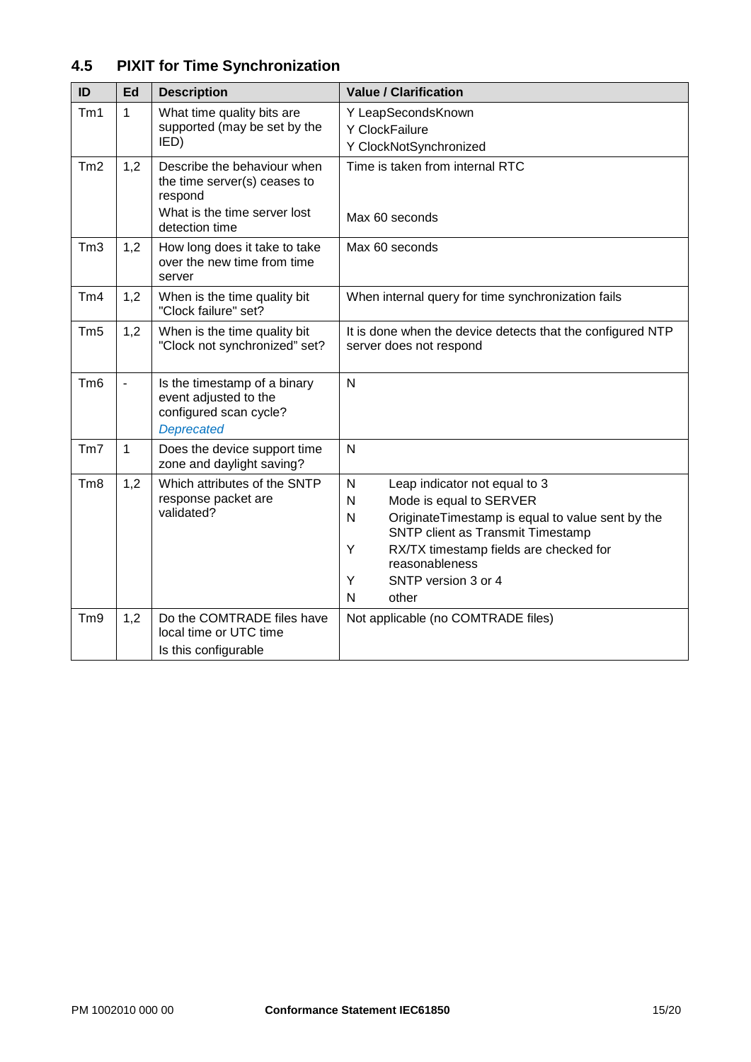## 4.5 PIXIT for Time Synchronization

| ID | Ed | Description | Value / Clarification |
|---|---|---|---|
| Tm1 | 1 | What time quality bits are supported (may be set by the IED) | Y LeapSecondsKnown<br>Y ClockFailure<br>Y ClockNotSynchronized |
| Tm2 | 1,2 | Describe the behaviour when the time server(s) ceases to respond<br>What is the time server lost detection time | Time is taken from internal RTC<br>Max 60 seconds |
| Tm3 | 1,2 | How long does it take to take over the new time from time server | Max 60 seconds |
| Tm4 | 1,2 | When is the time quality bit "Clock failure" set? | When internal query for time synchronization fails |
| Tm5 | 1,2 | When is the time quality bit "Clock not synchronized" set? | It is done when the device detects that the configured NTP server does not respond |
| Tm6 | - | Is the timestamp of a binary event adjusted to the configured scan cycle?<br>*Deprecated* | N |
| Tm7 | 1 | Does the device support time zone and daylight saving? | N |
| Tm8 | 1,2 | Which attributes of the SNTP response packet are validated? | N Leap indicator not equal to 3<br>N Mode is equal to SERVER<br>N OriginateTimestamp is equal to value sent by the SNTP client as Transmit Timestamp<br>Y RX/TX timestamp fields are checked for reasonableness<br>Y SNTP version 3 or 4<br>N other |
| Tm9 | 1,2 | Do the COMTRADE files have local time or UTC time<br>Is this configurable | Not applicable (no COMTRADE files) |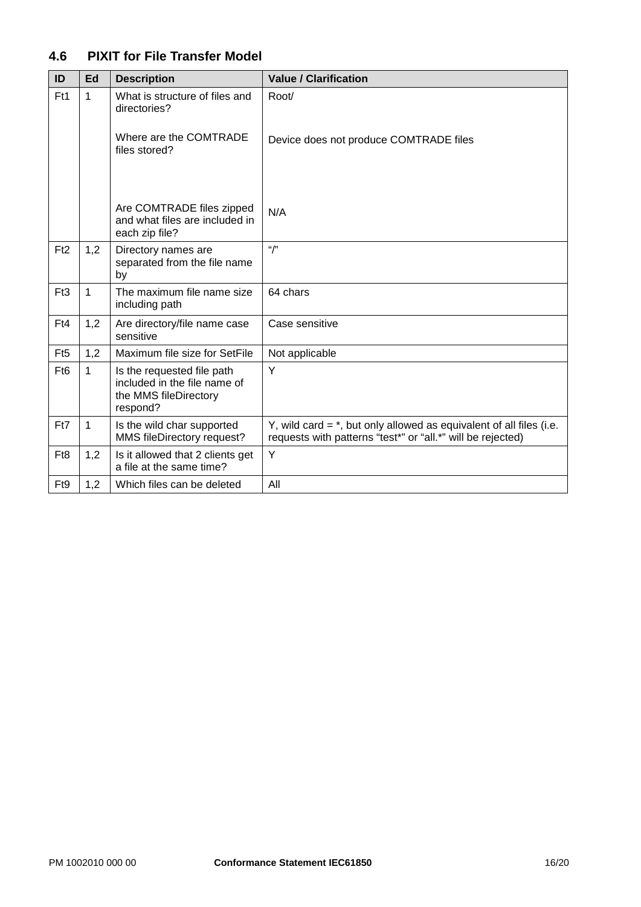## 4.6 PIXIT for File Transfer Model

| ID | Ed | Description | Value / Clarification |
|---|---|---|---|
| Ft1 | 1 | What is structure of files and directories?<br><br>Where are the COMTRADE files stored?<br><br>Are COMTRADE files zipped and what files are included in each zip file? | Root/<br><br>Device does not produce COMTRADE files<br><br>N/A |
| Ft2 | 1,2 | Directory names are separated from the file name by | "/" |
| Ft3 | 1 | The maximum file name size including path | 64 chars |
| Ft4 | 1,2 | Are directory/file name case sensitive | Case sensitive |
| Ft5 | 1,2 | Maximum file size for SetFile | Not applicable |
| Ft6 | 1 | Is the requested file path included in the file name of the MMS fileDirectory respond? | Y |
| Ft7 | 1 | Is the wild char supported MMS fileDirectory request? | Y, wild card = *, but only allowed as equivalent of all files (i.e. requests with patterns "test*" or "all.*" will be rejected) |
| Ft8 | 1,2 | Is it allowed that 2 clients get a file at the same time? | Y |
| Ft9 | 1,2 | Which files can be deleted | All |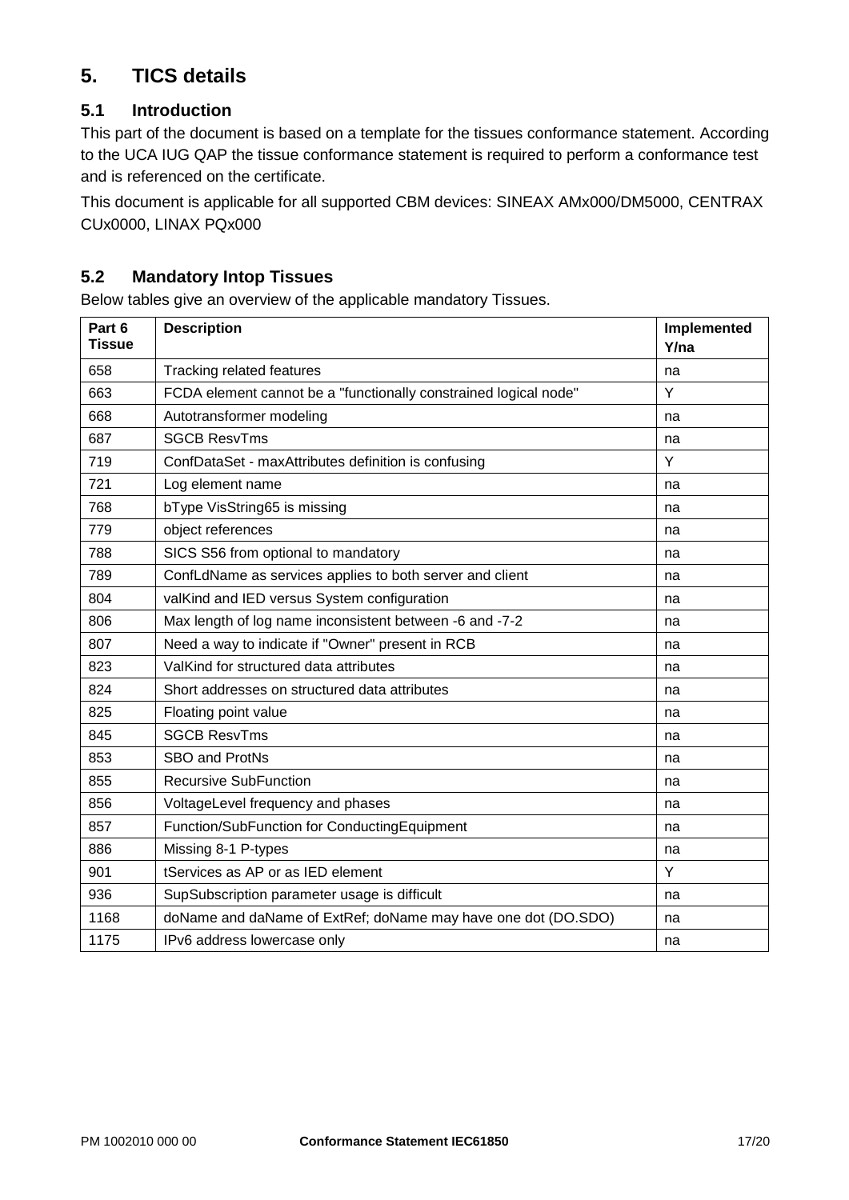# 5. TICS details

## 5.1 Introduction

This part of the document is based on a template for the tissues conformance statement. According to the UCA IUG QAP the tissue conformance statement is required to perform a conformance test and is referenced on the certificate.

This document is applicable for all supported CBM devices: SINEAX AMx000/DM5000, CENTRAX CUx0000, LINAX PQx000

## 5.2 Mandatory Intop Tissues

Below tables give an overview of the applicable mandatory Tissues.

| Part 6 Tissue | Description | Implemented Y/na |
|---|---|---|
| 658 | Tracking related features | na |
| 663 | FCDA element cannot be a "functionally constrained logical node" | Y |
| 668 | Autotransformer modeling | na |
| 687 | SGCB ResvTms | na |
| 719 | ConfDataSet - maxAttributes definition is confusing | Y |
| 721 | Log element name | na |
| 768 | bType VisString65 is missing | na |
| 779 | object references | na |
| 788 | SICS S56 from optional to mandatory | na |
| 789 | ConfLdName as services applies to both server and client | na |
| 804 | valKind and IED versus System configuration | na |
| 806 | Max length of log name inconsistent between -6 and -7-2 | na |
| 807 | Need a way to indicate if "Owner" present in RCB | na |
| 823 | ValKind for structured data attributes | na |
| 824 | Short addresses on structured data attributes | na |
| 825 | Floating point value | na |
| 845 | SGCB ResvTms | na |
| 853 | SBO and ProtNs | na |
| 855 | Recursive SubFunction | na |
| 856 | VoltageLevel frequency and phases | na |
| 857 | Function/SubFunction for ConductingEquipment | na |
| 886 | Missing 8-1 P-types | na |
| 901 | tServices as AP or as IED element | Y |
| 936 | SupSubscription parameter usage is difficult | na |
| 1168 | doName and daName of ExtRef; doName may have one dot (DO.SDO) | na |
| 1175 | IPv6 address lowercase only | na |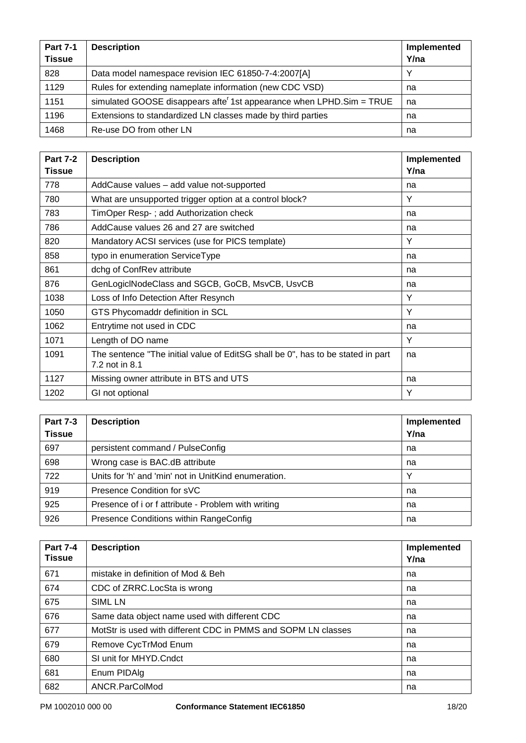| Part 7-1 Tissue | Description | Implemented Y/na |
| --- | --- | --- |
| 828 | Data model namespace revision IEC 61850-7-4:2007[A] | Y |
| 1129 | Rules for extending nameplate information (new CDC VSD) | na |
| 1151 | simulated GOOSE disappears afte[r] 1st appearance when LPHD.Sim = TRUE | na |
| 1196 | Extensions to standardized LN classes made by third parties | na |
| 1468 | Re-use DO from other LN | na |

| Part 7-2 Tissue | Description | Implemented Y/na |
| --- | --- | --- |
| 778 | AddCause values – add value not-supported | na |
| 780 | What are unsupported trigger option at a control block? | Y |
| 783 | TimOper Resp- ; add Authorization check | na |
| 786 | AddCause values 26 and 27 are switched | na |
| 820 | Mandatory ACSI services (use for PICS template) | Y |
| 858 | typo in enumeration ServiceType | na |
| 861 | dchg of ConfRev attribute | na |
| 876 | GenLogiclNodeClass and SGCB, GoCB, MsvCB, UsvCB | na |
| 1038 | Loss of Info Detection After Resynch | Y |
| 1050 | GTS Phycomaddr definition in SCL | Y |
| 1062 | Entrytime not used in CDC | na |
| 1071 | Length of DO name | Y |
| 1091 | The sentence "The initial value of EditSG shall be 0", has to be stated in part 7.2 not in 8.1 | na |
| 1127 | Missing owner attribute in BTS and UTS | na |
| 1202 | GI not optional | Y |

| Part 7-3 Tissue | Description | Implemented Y/na |
| --- | --- | --- |
| 697 | persistent command / PulseConfig | na |
| 698 | Wrong case is BAC.dB attribute | na |
| 722 | Units for 'h' and 'min' not in UnitKind enumeration. | Y |
| 919 | Presence Condition for sVC | na |
| 925 | Presence of i or f attribute - Problem with writing | na |
| 926 | Presence Conditions within RangeConfig | na |

| Part 7-4 Tissue | Description | Implemented Y/na |
| --- | --- | --- |
| 671 | mistake in definition of Mod & Beh | na |
| 674 | CDC of ZRRC.LocSta is wrong | na |
| 675 | SIML LN | na |
| 676 | Same data object name used with different CDC | na |
| 677 | MotStr is used with different CDC in PMMS and SOPM LN classes | na |
| 679 | Remove CycTrMod Enum | na |
| 680 | SI unit for MHYD.Cndct | na |
| 681 | Enum PIDAlg | na |
| 682 | ANCR.ParColMod | na |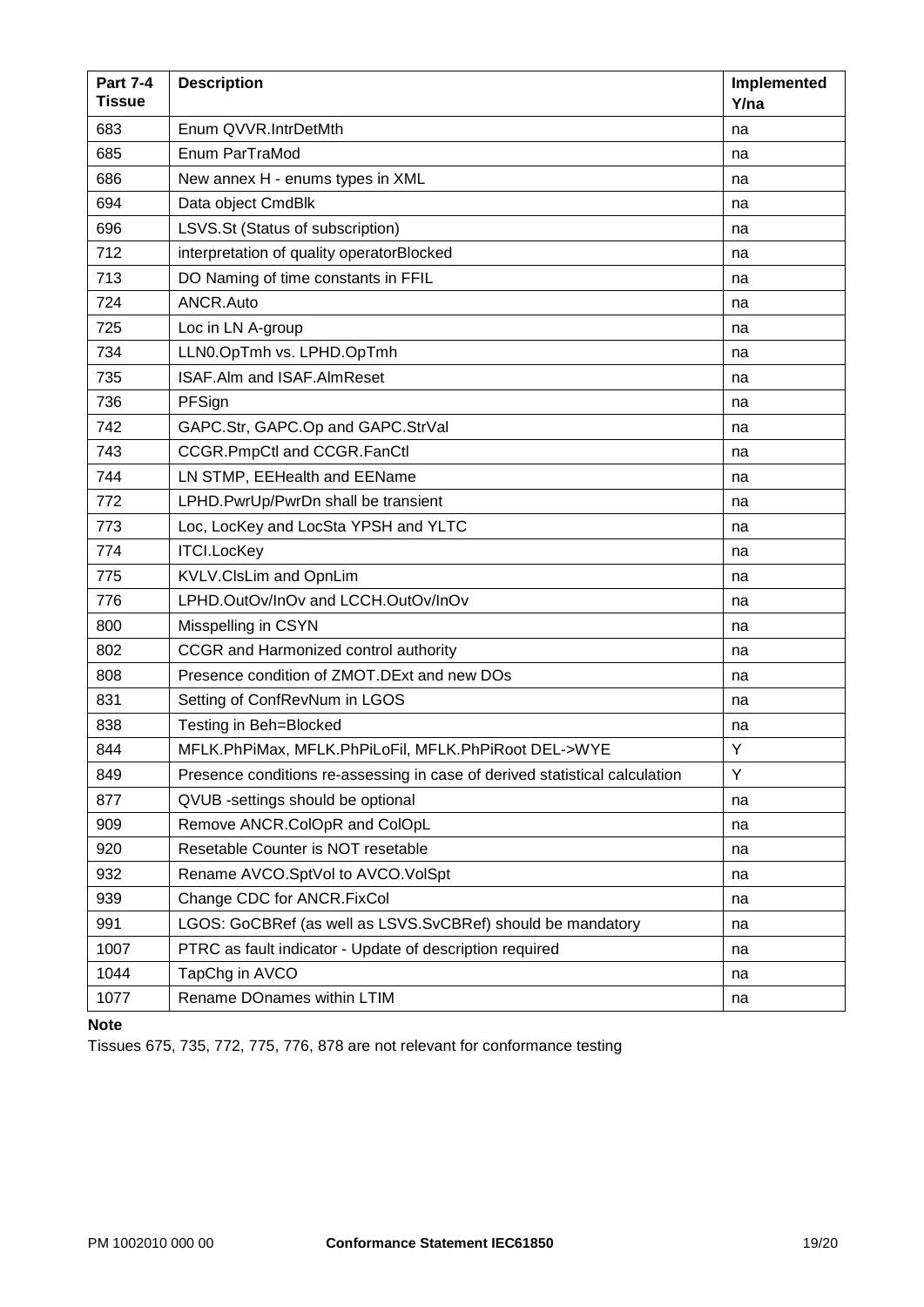| Part 7-4 Tissue | Description | Implemented Y/na |
|---|---|---|
| 683 | Enum QVVR.IntrDetMth | na |
| 685 | Enum ParTraMod | na |
| 686 | New annex H - enums types in XML | na |
| 694 | Data object CmdBlk | na |
| 696 | LSVS.St (Status of subscription) | na |
| 712 | interpretation of quality operatorBlocked | na |
| 713 | DO Naming of time constants in FFIL | na |
| 724 | ANCR.Auto | na |
| 725 | Loc in LN A-group | na |
| 734 | LLN0.OpTmh vs. LPHD.OpTmh | na |
| 735 | ISAF.Alm and ISAF.AlmReset | na |
| 736 | PFSign | na |
| 742 | GAPC.Str, GAPC.Op and GAPC.StrVal | na |
| 743 | CCGR.PmpCtl and CCGR.FanCtl | na |
| 744 | LN STMP, EEHealth and EEName | na |
| 772 | LPHD.PwrUp/PwrDn shall be transient | na |
| 773 | Loc, LocKey and LocSta YPSH and YLTC | na |
| 774 | ITCI.LocKey | na |
| 775 | KVLV.ClsLim and OpnLim | na |
| 776 | LPHD.OutOv/InOv and LCCH.OutOv/InOv | na |
| 800 | Misspelling in CSYN | na |
| 802 | CCGR and Harmonized control authority | na |
| 808 | Presence condition of ZMOT.DExt and new DOs | na |
| 831 | Setting of ConfRevNum in LGOS | na |
| 838 | Testing in Beh=Blocked | na |
| 844 | MFLK.PhPiMax, MFLK.PhPiLoFil, MFLK.PhPiRoot DEL->WYE | Y |
| 849 | Presence conditions re-assessing in case of derived statistical calculation | Y |
| 877 | QVUB -settings should be optional | na |
| 909 | Remove ANCR.ColOpR and ColOpL | na |
| 920 | Resetable Counter is NOT resetable | na |
| 932 | Rename AVCO.SptVol to AVCO.VolSpt | na |
| 939 | Change CDC for ANCR.FixCol | na |
| 991 | LGOS: GoCBRef (as well as LSVS.SvCBRef) should be mandatory | na |
| 1007 | PTRC as fault indicator - Update of description required | na |
| 1044 | TapChg in AVCO | na |
| 1077 | Rename DOnames within LTIM | na |

**Note**

Tissues 675, 735, 772, 775, 776, 878 are not relevant for conformance testing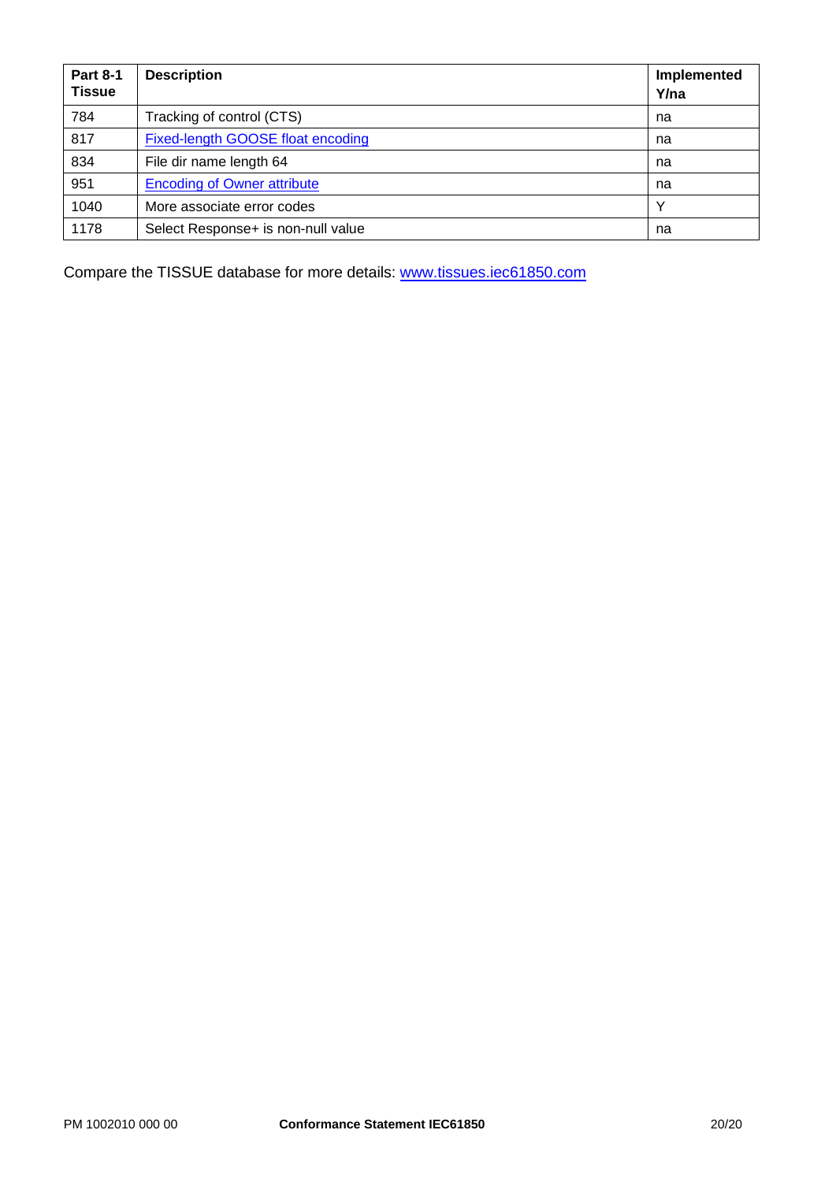| Part 8-1 Tissue | Description | Implemented Y/na |
|---|---|---|
| 784 | Tracking of control (CTS) | na |
| 817 | Fixed-length GOOSE float encoding | na |
| 834 | File dir name length 64 | na |
| 951 | Encoding of Owner attribute | na |
| 1040 | More associate error codes | Y |
| 1178 | Select Response+ is non-null value | na |

Compare the TISSUE database for more details: www.tissues.iec61850.com